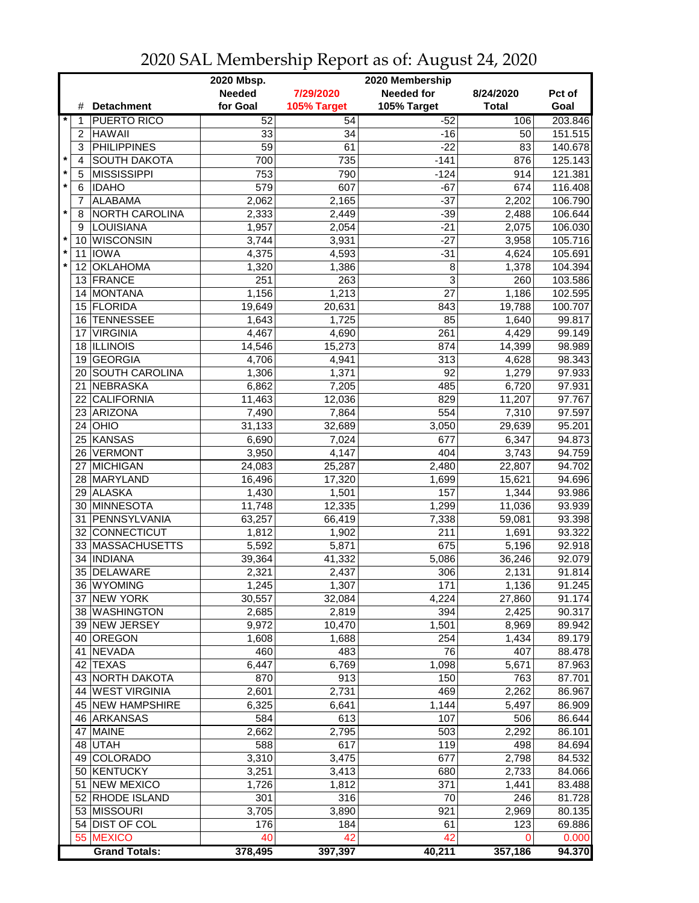# 2020 SAL Membership Report as of: August 24, 2020

| | # | Detachment | 2020 Mbsp. Needed for Goal | 7/29/2020 105% Target | 2020 Membership Needed for 105% Target | 8/24/2020 Total | Pct of Goal |
|---|---|---|---|---|---|---|---|
| * | 1 | PUERTO RICO | 52 | 54 | -52 | 106 | 203.846 |
| | 2 | HAWAII | 33 | 34 | -16 | 50 | 151.515 |
| | 3 | PHILIPPINES | 59 | 61 | -22 | 83 | 140.678 |
| * | 4 | SOUTH DAKOTA | 700 | 735 | -141 | 876 | 125.143 |
| * | 5 | MISSISSIPPI | 753 | 790 | -124 | 914 | 121.381 |
| * | 6 | IDAHO | 579 | 607 | -67 | 674 | 116.408 |
| | 7 | ALABAMA | 2,062 | 2,165 | -37 | 2,202 | 106.790 |
| * | 8 | NORTH CAROLINA | 2,333 | 2,449 | -39 | 2,488 | 106.644 |
| | 9 | LOUISIANA | 1,957 | 2,054 | -21 | 2,075 | 106.030 |
| * | 10 | WISCONSIN | 3,744 | 3,931 | -27 | 3,958 | 105.716 |
| * | 11 | IOWA | 4,375 | 4,593 | -31 | 4,624 | 105.691 |
| * | 12 | OKLAHOMA | 1,320 | 1,386 | 8 | 1,378 | 104.394 |
| | 13 | FRANCE | 251 | 263 | 3 | 260 | 103.586 |
| | 14 | MONTANA | 1,156 | 1,213 | 27 | 1,186 | 102.595 |
| | 15 | FLORIDA | 19,649 | 20,631 | 843 | 19,788 | 100.707 |
| | 16 | TENNESSEE | 1,643 | 1,725 | 85 | 1,640 | 99.817 |
| | 17 | VIRGINIA | 4,467 | 4,690 | 261 | 4,429 | 99.149 |
| | 18 | ILLINOIS | 14,546 | 15,273 | 874 | 14,399 | 98.989 |
| | 19 | GEORGIA | 4,706 | 4,941 | 313 | 4,628 | 98.343 |
| | 20 | SOUTH CAROLINA | 1,306 | 1,371 | 92 | 1,279 | 97.933 |
| | 21 | NEBRASKA | 6,862 | 7,205 | 485 | 6,720 | 97.931 |
| | 22 | CALIFORNIA | 11,463 | 12,036 | 829 | 11,207 | 97.767 |
| | 23 | ARIZONA | 7,490 | 7,864 | 554 | 7,310 | 97.597 |
| | 24 | OHIO | 31,133 | 32,689 | 3,050 | 29,639 | 95.201 |
| | 25 | KANSAS | 6,690 | 7,024 | 677 | 6,347 | 94.873 |
| | 26 | VERMONT | 3,950 | 4,147 | 404 | 3,743 | 94.759 |
| | 27 | MICHIGAN | 24,083 | 25,287 | 2,480 | 22,807 | 94.702 |
| | 28 | MARYLAND | 16,496 | 17,320 | 1,699 | 15,621 | 94.696 |
| | 29 | ALASKA | 1,430 | 1,501 | 157 | 1,344 | 93.986 |
| | 30 | MINNESOTA | 11,748 | 12,335 | 1,299 | 11,036 | 93.939 |
| | 31 | PENNSYLVANIA | 63,257 | 66,419 | 7,338 | 59,081 | 93.398 |
| | 32 | CONNECTICUT | 1,812 | 1,902 | 211 | 1,691 | 93.322 |
| | 33 | MASSACHUSETTS | 5,592 | 5,871 | 675 | 5,196 | 92.918 |
| | 34 | INDIANA | 39,364 | 41,332 | 5,086 | 36,246 | 92.079 |
| | 35 | DELAWARE | 2,321 | 2,437 | 306 | 2,131 | 91.814 |
| | 36 | WYOMING | 1,245 | 1,307 | 171 | 1,136 | 91.245 |
| | 37 | NEW YORK | 30,557 | 32,084 | 4,224 | 27,860 | 91.174 |
| | 38 | WASHINGTON | 2,685 | 2,819 | 394 | 2,425 | 90.317 |
| | 39 | NEW JERSEY | 9,972 | 10,470 | 1,501 | 8,969 | 89.942 |
| | 40 | OREGON | 1,608 | 1,688 | 254 | 1,434 | 89.179 |
| | 41 | NEVADA | 460 | 483 | 76 | 407 | 88.478 |
| | 42 | TEXAS | 6,447 | 6,769 | 1,098 | 5,671 | 87.963 |
| | 43 | NORTH DAKOTA | 870 | 913 | 150 | 763 | 87.701 |
| | 44 | WEST VIRGINIA | 2,601 | 2,731 | 469 | 2,262 | 86.967 |
| | 45 | NEW HAMPSHIRE | 6,325 | 6,641 | 1,144 | 5,497 | 86.909 |
| | 46 | ARKANSAS | 584 | 613 | 107 | 506 | 86.644 |
| | 47 | MAINE | 2,662 | 2,795 | 503 | 2,292 | 86.101 |
| | 48 | UTAH | 588 | 617 | 119 | 498 | 84.694 |
| | 49 | COLORADO | 3,310 | 3,475 | 677 | 2,798 | 84.532 |
| | 50 | KENTUCKY | 3,251 | 3,413 | 680 | 2,733 | 84.066 |
| | 51 | NEW MEXICO | 1,726 | 1,812 | 371 | 1,441 | 83.488 |
| | 52 | RHODE ISLAND | 301 | 316 | 70 | 246 | 81.728 |
| | 53 | MISSOURI | 3,705 | 3,890 | 921 | 2,969 | 80.135 |
| | 54 | DIST OF COL | 176 | 184 | 61 | 123 | 69.886 |
| | 55 | MEXICO | 40 | 42 | 42 | 0 | 0.000 |
| | | **Grand Totals:** | **378,495** | **397,397** | **40,211** | **357,186** | **94.370** |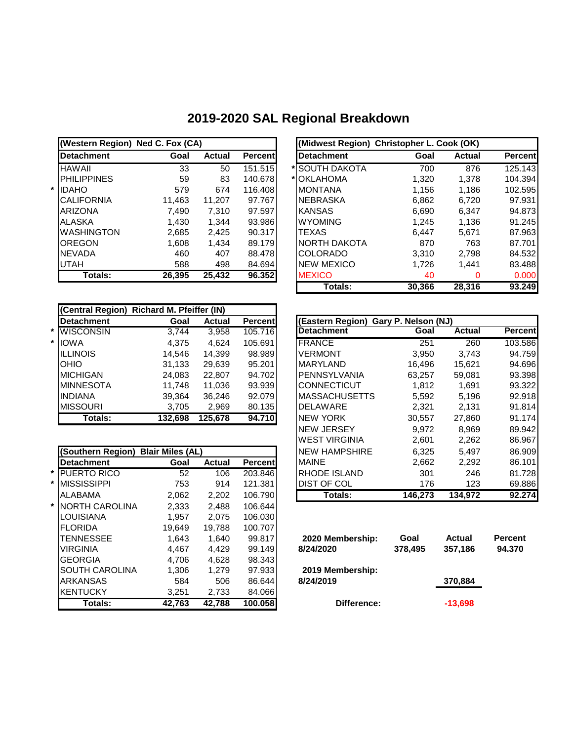# 2019-2020 SAL Regional Breakdown

| | (Western Region) Ned C. Fox (CA) | | | |
|---|---|---|---|---|
| | **Detachment** | **Goal** | **Actual** | **Percent** |
| | HAWAII | 33 | 50 | 151.515 |
| | PHILIPPINES | 59 | 83 | 140.678 |
| * | IDAHO | 579 | 674 | 116.408 |
| | CALIFORNIA | 11,463 | 11,207 | 97.767 |
| | ARIZONA | 7,490 | 7,310 | 97.597 |
| | ALASKA | 1,430 | 1,344 | 93.986 |
| | WASHINGTON | 2,685 | 2,425 | 90.317 |
| | OREGON | 1,608 | 1,434 | 89.179 |
| | NEVADA | 460 | 407 | 88.478 |
| | UTAH | 588 | 498 | 84.694 |
| | **Totals:** | **26,395** | **25,432** | **96.352** |

| | (Midwest Region) Christopher L. Cook (OK) | | | |
|---|---|---|---|---|
| | **Detachment** | **Goal** | **Actual** | **Percent** |
| * | SOUTH DAKOTA | 700 | 876 | 125.143 |
| * | OKLAHOMA | 1,320 | 1,378 | 104.394 |
| | MONTANA | 1,156 | 1,186 | 102.595 |
| | NEBRASKA | 6,862 | 6,720 | 97.931 |
| | KANSAS | 6,690 | 6,347 | 94.873 |
| | WYOMING | 1,245 | 1,136 | 91.245 |
| | TEXAS | 6,447 | 5,671 | 87.963 |
| | NORTH DAKOTA | 870 | 763 | 87.701 |
| | COLORADO | 3,310 | 2,798 | 84.532 |
| | NEW MEXICO | 1,726 | 1,441 | 83.488 |
| | MEXICO | 40 | 0 | 0.000 |
| | **Totals:** | **30,366** | **28,316** | **93.249** |

| | (Central Region) Richard M. Pfeiffer (IN) | | | |
|---|---|---|---|---|
| | **Detachment** | **Goal** | **Actual** | **Percent** |
| * | WISCONSIN | 3,744 | 3,958 | 105.716 |
| * | IOWA | 4,375 | 4,624 | 105.691 |
| | ILLINOIS | 14,546 | 14,399 | 98.989 |
| | OHIO | 31,133 | 29,639 | 95.201 |
| | MICHIGAN | 24,083 | 22,807 | 94.702 |
| | MINNESOTA | 11,748 | 11,036 | 93.939 |
| | INDIANA | 39,364 | 36,246 | 92.079 |
| | MISSOURI | 3,705 | 2,969 | 80.135 |
| | **Totals:** | **132,698** | **125,678** | **94.710** |

| (Eastern Region) Gary P. Nelson (NJ) | | | |
|---|---|---|---|
| **Detachment** | **Goal** | **Actual** | **Percent** |
| FRANCE | 251 | 260 | 103.586 |
| VERMONT | 3,950 | 3,743 | 94.759 |
| MARYLAND | 16,496 | 15,621 | 94.696 |
| PENNSYLVANIA | 63,257 | 59,081 | 93.398 |
| CONNECTICUT | 1,812 | 1,691 | 93.322 |
| MASSACHUSETTS | 5,592 | 5,196 | 92.918 |
| DELAWARE | 2,321 | 2,131 | 91.814 |
| NEW YORK | 30,557 | 27,860 | 91.174 |
| NEW JERSEY | 9,972 | 8,969 | 89.942 |
| WEST VIRGINIA | 2,601 | 2,262 | 86.967 |
| NEW HAMPSHIRE | 6,325 | 5,497 | 86.909 |
| MAINE | 2,662 | 2,292 | 86.101 |
| RHODE ISLAND | 301 | 246 | 81.728 |
| DIST OF COL | 176 | 123 | 69.886 |
| **Totals:** | **146,273** | **134,972** | **92.274** |

| | (Southern Region) Blair Miles (AL) | | | |
|---|---|---|---|---|
| | **Detachment** | **Goal** | **Actual** | **Percent** |
| * | PUERTO RICO | 52 | 106 | 203.846 |
| * | MISSISSIPPI | 753 | 914 | 121.381 |
| | ALABAMA | 2,062 | 2,202 | 106.790 |
| * | NORTH CAROLINA | 2,333 | 2,488 | 106.644 |
| | LOUISIANA | 1,957 | 2,075 | 106.030 |
| | FLORIDA | 19,649 | 19,788 | 100.707 |
| | TENNESSEE | 1,643 | 1,640 | 99.817 |
| | VIRGINIA | 4,467 | 4,429 | 99.149 |
| | GEORGIA | 4,706 | 4,628 | 98.343 |
| | SOUTH CAROLINA | 1,306 | 1,279 | 97.933 |
| | ARKANSAS | 584 | 506 | 86.644 |
| | KENTUCKY | 3,251 | 2,733 | 84.066 |
| | **Totals:** | **42,763** | **42,788** | **100.058** |

| | Goal | Actual | Percent |
|---|---|---|---|
| **2020 Membership:** 8/24/2020 | **378,495** | **357,186** | **94.370** |
| **2019 Membership:** 8/24/2019 | | **370,884** | |
| **Difference:** | | **-13,698** | |